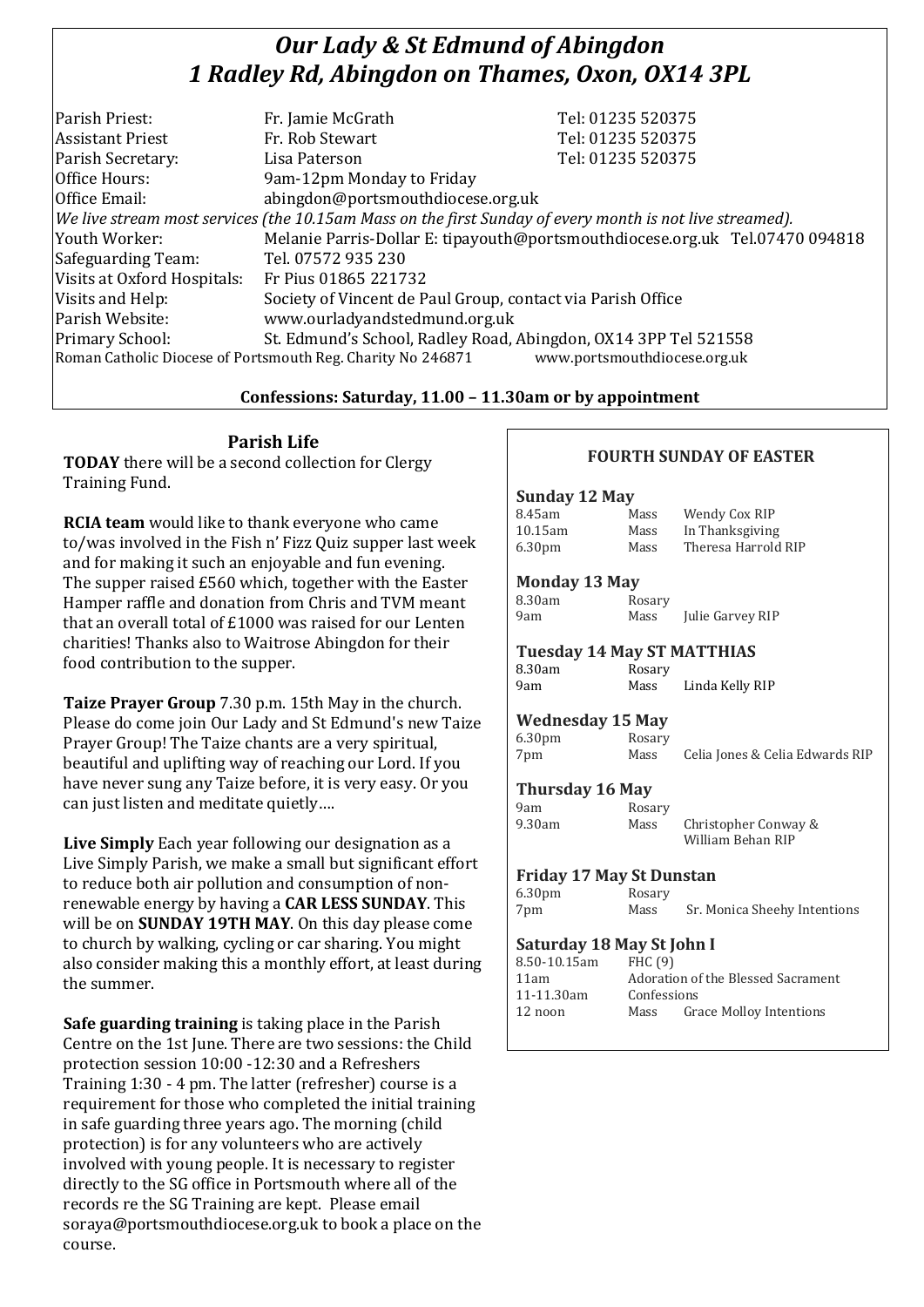# *Our Lady & St Edmund of Abingdon*
# *1 Radley Rd, Abingdon on Thames, Oxon, OX14 3PL*

| | | |
|---|---|---|
| Parish Priest: | Fr. Jamie McGrath | Tel: 01235 520375 |
| Assistant Priest | Fr. Rob Stewart | Tel: 01235 520375 |
| Parish Secretary: | Lisa Paterson | Tel: 01235 520375 |
| Office Hours: | 9am-12pm Monday to Friday | |
| Office Email: | abingdon@portsmouthdiocese.org.uk | |

*We live stream most services (the 10.15am Mass on the first Sunday of every month is not live streamed).*

| | |
|---|---|
| Youth Worker: | Melanie Parris-Dollar E: tipayouth@portsmouthdiocese.org.uk Tel.07470 094818 |
| Safeguarding Team: | Tel. 07572 935 230 |
| Visits at Oxford Hospitals: | Fr Pius 01865 221732 |
| Visits and Help: | Society of Vincent de Paul Group, contact via Parish Office |
| Parish Website: | www.ourladyandstedmund.org.uk |
| Primary School: | St. Edmund's School, Radley Road, Abingdon, OX14 3PP Tel 521558 |

Roman Catholic Diocese of Portsmouth Reg. Charity No 246871 www.portsmouthdiocese.org.uk

**Confessions: Saturday, 11.00 – 11.30am or by appointment**

## Parish Life

**TODAY** there will be a second collection for Clergy Training Fund.

**RCIA team** would like to thank everyone who came to/was involved in the Fish n' Fizz Quiz supper last week and for making it such an enjoyable and fun evening. The supper raised £560 which, together with the Easter Hamper raffle and donation from Chris and TVM meant that an overall total of £1000 was raised for our Lenten charities! Thanks also to Waitrose Abingdon for their food contribution to the supper.

**Taize Prayer Group** 7.30 p.m. 15th May in the church. Please do come join Our Lady and St Edmund's new Taize Prayer Group! The Taize chants are a very spiritual, beautiful and uplifting way of reaching our Lord. If you have never sung any Taize before, it is very easy. Or you can just listen and meditate quietly….

**Live Simply** Each year following our designation as a Live Simply Parish, we make a small but significant effort to reduce both air pollution and consumption of non-renewable energy by having a **CAR LESS SUNDAY**. This will be on **SUNDAY 19TH MAY**. On this day please come to church by walking, cycling or car sharing. You might also consider making this a monthly effort, at least during the summer.

**Safe guarding training** is taking place in the Parish Centre on the 1st June. There are two sessions: the Child protection session 10:00 -12:30 and a Refreshers Training 1:30 - 4 pm. The latter (refresher) course is a requirement for those who completed the initial training in safe guarding three years ago. The morning (child protection) is for any volunteers who are actively involved with young people. It is necessary to register directly to the SG office in Portsmouth where all of the records re the SG Training are kept. Please email soraya@portsmouthdiocese.org.uk to book a place on the course.

## FOURTH SUNDAY OF EASTER

**Sunday 12 May**

| | | |
|---|---|---|
| 8.45am | Mass | Wendy Cox RIP |
| 10.15am | Mass | In Thanksgiving |
| 6.30pm | Mass | Theresa Harrold RIP |

**Monday 13 May**

| | | |
|---|---|---|
| 8.30am | Rosary | |
| 9am | Mass | Julie Garvey RIP |

**Tuesday 14 May ST MATTHIAS**

| | | |
|---|---|---|
| 8.30am | Rosary | |
| 9am | Mass | Linda Kelly RIP |

**Wednesday 15 May**

| | | |
|---|---|---|
| 6.30pm | Rosary | |
| 7pm | Mass | Celia Jones & Celia Edwards RIP |

**Thursday 16 May**

| | | |
|---|---|---|
| 9am | Rosary | |
| 9.30am | Mass | Christopher Conway & William Behan RIP |

**Friday 17 May St Dunstan**

| | | |
|---|---|---|
| 6.30pm | Rosary | |
| 7pm | Mass | Sr. Monica Sheehy Intentions |

**Saturday 18 May St John I**

| | | |
|---|---|---|
| 8.50-10.15am | FHC (9) | |
| 11am | Adoration of the Blessed Sacrament | |
| 11-11.30am | Confessions | |
| 12 noon | Mass | Grace Molloy Intentions |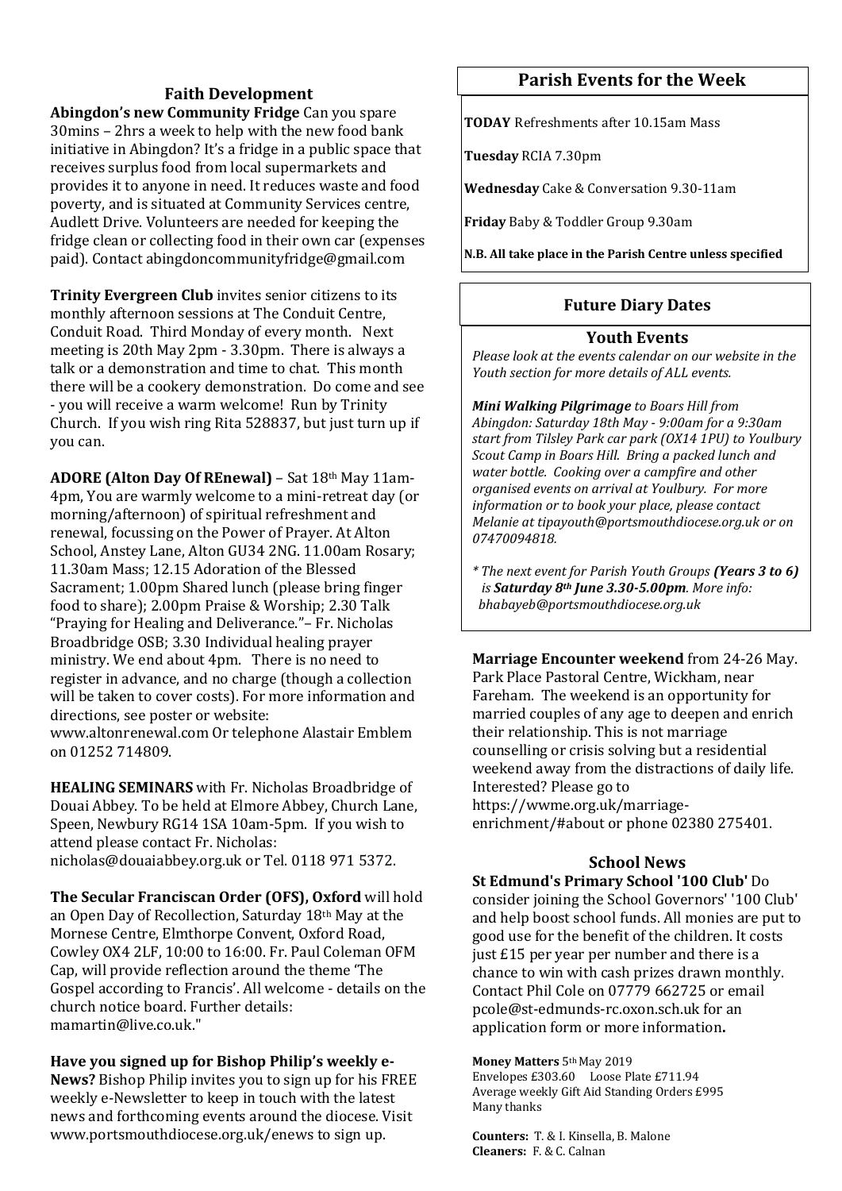## Faith Development

**Abingdon's new Community Fridge** Can you spare 30mins – 2hrs a week to help with the new food bank initiative in Abingdon? It's a fridge in a public space that receives surplus food from local supermarkets and provides it to anyone in need. It reduces waste and food poverty, and is situated at Community Services centre, Audlett Drive. Volunteers are needed for keeping the fridge clean or collecting food in their own car (expenses paid). Contact abingdoncommunityfridge@gmail.com

**Trinity Evergreen Club** invites senior citizens to its monthly afternoon sessions at The Conduit Centre, Conduit Road. Third Monday of every month. Next meeting is 20th May 2pm - 3.30pm. There is always a talk or a demonstration and time to chat. This month there will be a cookery demonstration. Do come and see - you will receive a warm welcome! Run by Trinity Church. If you wish ring Rita 528837, but just turn up if you can.

**ADORE (Alton Day Of REnewal)** – Sat 18th May 11am-4pm, You are warmly welcome to a mini-retreat day (or morning/afternoon) of spiritual refreshment and renewal, focussing on the Power of Prayer. At Alton School, Anstey Lane, Alton GU34 2NG. 11.00am Rosary; 11.30am Mass; 12.15 Adoration of the Blessed Sacrament; 1.00pm Shared lunch (please bring finger food to share); 2.00pm Praise & Worship; 2.30 Talk "Praying for Healing and Deliverance."– Fr. Nicholas Broadbridge OSB; 3.30 Individual healing prayer ministry. We end about 4pm. There is no need to register in advance, and no charge (though a collection will be taken to cover costs). For more information and directions, see poster or website: www.altonrenewal.com Or telephone Alastair Emblem on 01252 714809.

**HEALING SEMINARS** with Fr. Nicholas Broadbridge of Douai Abbey. To be held at Elmore Abbey, Church Lane, Speen, Newbury RG14 1SA 10am-5pm. If you wish to attend please contact Fr. Nicholas: nicholas@douaiabbey.org.uk or Tel. 0118 971 5372.

**The Secular Franciscan Order (OFS), Oxford** will hold an Open Day of Recollection, Saturday 18th May at the Mornese Centre, Elmthorpe Convent, Oxford Road, Cowley OX4 2LF, 10:00 to 16:00. Fr. Paul Coleman OFM Cap, will provide reflection around the theme 'The Gospel according to Francis'. All welcome - details on the church notice board. Further details: mamartin@live.co.uk."

**Have you signed up for Bishop Philip's weekly e-News?** Bishop Philip invites you to sign up for his FREE weekly e-Newsletter to keep in touch with the latest news and forthcoming events around the diocese. Visit www.portsmouthdiocese.org.uk/enews to sign up.

## Parish Events for the Week

**TODAY** Refreshments after 10.15am Mass

**Tuesday** RCIA 7.30pm

**Wednesday** Cake & Conversation 9.30-11am

**Friday** Baby & Toddler Group 9.30am

**N.B. All take place in the Parish Centre unless specified**

## Future Diary Dates

### Youth Events

*Please look at the events calendar on our website in the Youth section for more details of ALL events.*

***Mini Walking Pilgrimage*** *to Boars Hill from Abingdon: Saturday 18th May - 9:00am for a 9:30am start from Tilsley Park car park (OX14 1PU) to Youlbury Scout Camp in Boars Hill. Bring a packed lunch and water bottle. Cooking over a campfire and other organised events on arrival at Youlbury. For more information or to book your place, please contact Melanie at tipayouth@portsmouthdiocese.org.uk or on 07470094818.*

*\* The next event for Parish Youth Groups **(Years 3 to 6)** is **Saturday 8th June 3.30-5.00pm**. More info: bhabayeb@portsmouthdiocese.org.uk*

**Marriage Encounter weekend** from 24-26 May. Park Place Pastoral Centre, Wickham, near Fareham. The weekend is an opportunity for married couples of any age to deepen and enrich their relationship. This is not marriage counselling or crisis solving but a residential weekend away from the distractions of daily life. Interested? Please go to https://wwme.org.uk/marriage-enrichment/#about or phone 02380 275401.

### School News

**St Edmund's Primary School '100 Club'** Do consider joining the School Governors' '100 Club' and help boost school funds. All monies are put to good use for the benefit of the children. It costs just £15 per year per number and there is a chance to win with cash prizes drawn monthly. Contact Phil Cole on 07779 662725 or email pcole@st-edmunds-rc.oxon.sch.uk for an application form or more information**.**

**Money Matters** 5th May 2019
Envelopes £303.60 Loose Plate £711.94
Average weekly Gift Aid Standing Orders £995
Many thanks

**Counters:** T. & I. Kinsella, B. Malone
**Cleaners:** F. & C. Calnan